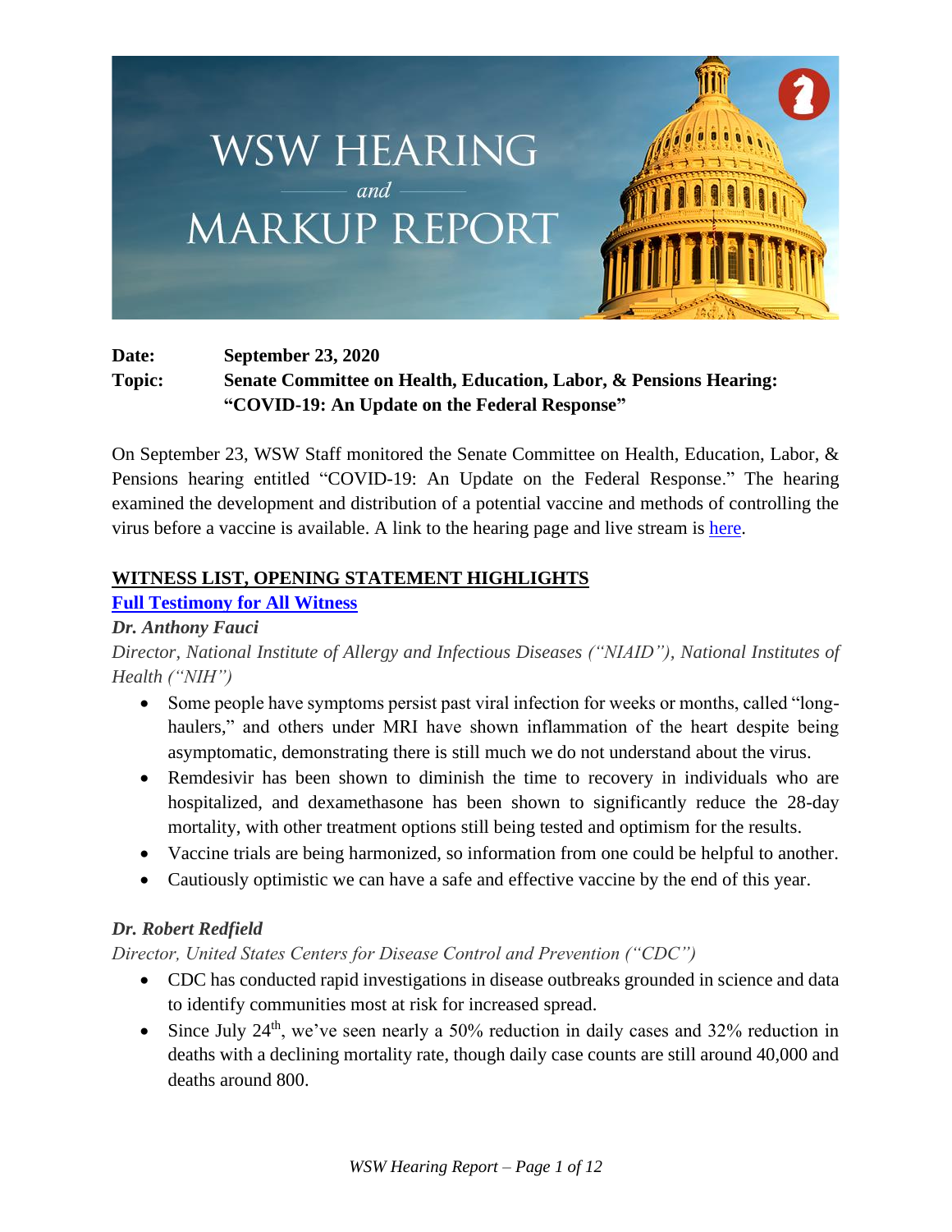# WSW HEARING and MARKUP REPORT

**Date:** September 23, 2020

**Topic:** Senate Committee on Health, Education, Labor, & Pensions Hearing: "COVID-19: An Update on the Federal Response"

On September 23, WSW Staff monitored the Senate Committee on Health, Education, Labor, & Pensions hearing entitled "COVID-19: An Update on the Federal Response." The hearing examined the development and distribution of a potential vaccine and methods of controlling the virus before a vaccine is available. A link to the hearing page and live stream is [here]().

## WITNESS LIST, OPENING STATEMENT HIGHLIGHTS

**[Full Testimony for All Witness]()**

***Dr. Anthony Fauci***

*Director, National Institute of Allergy and Infectious Diseases ("NIAID"), National Institutes of Health ("NIH")*

- Some people have symptoms persist past viral infection for weeks or months, called "long-haulers," and others under MRI have shown inflammation of the heart despite being asymptomatic, demonstrating there is still much we do not understand about the virus.
- Remdesivir has been shown to diminish the time to recovery in individuals who are hospitalized, and dexamethasone has been shown to significantly reduce the 28-day mortality, with other treatment options still being tested and optimism for the results.
- Vaccine trials are being harmonized, so information from one could be helpful to another.
- Cautiously optimistic we can have a safe and effective vaccine by the end of this year.

***Dr. Robert Redfield***

*Director, United States Centers for Disease Control and Prevention ("CDC")*

- CDC has conducted rapid investigations in disease outbreaks grounded in science and data to identify communities most at risk for increased spread.
- Since July 24th, we've seen nearly a 50% reduction in daily cases and 32% reduction in deaths with a declining mortality rate, though daily case counts are still around 40,000 and deaths around 800.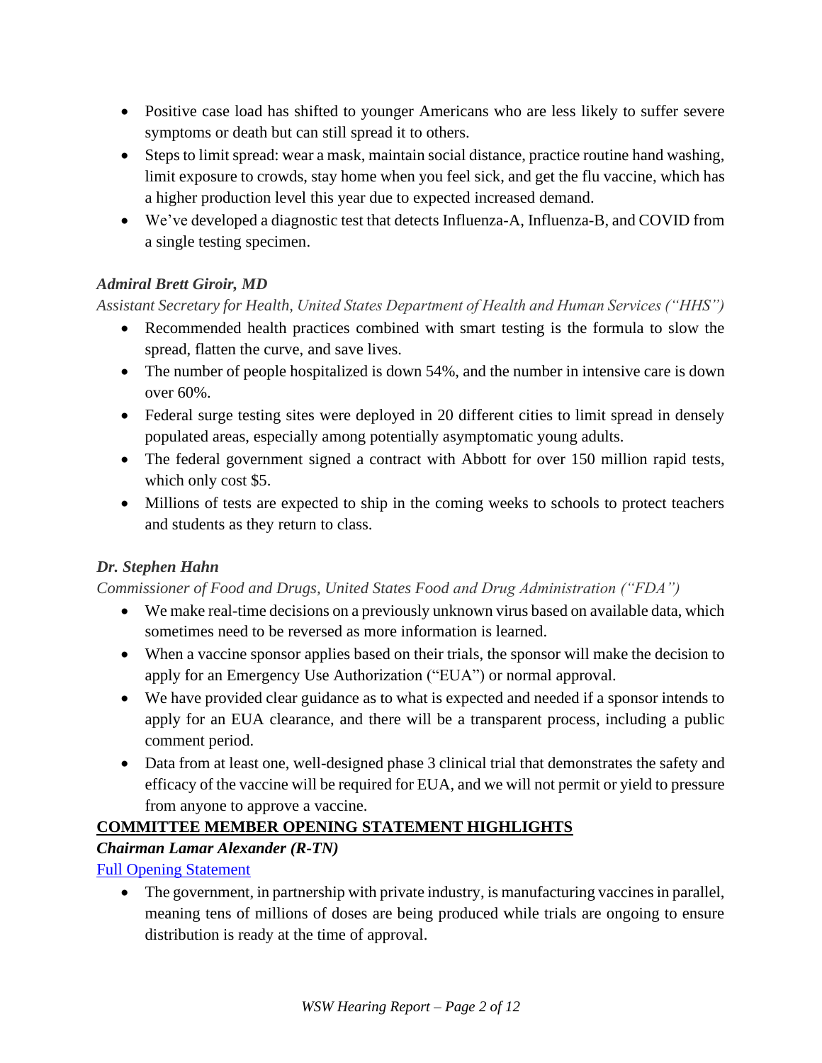- Positive case load has shifted to younger Americans who are less likely to suffer severe symptoms or death but can still spread it to others.
- Steps to limit spread: wear a mask, maintain social distance, practice routine hand washing, limit exposure to crowds, stay home when you feel sick, and get the flu vaccine, which has a higher production level this year due to expected increased demand.
- We've developed a diagnostic test that detects Influenza-A, Influenza-B, and COVID from a single testing specimen.

***Admiral Brett Giroir, MD***

*Assistant Secretary for Health, United States Department of Health and Human Services ("HHS")*

- Recommended health practices combined with smart testing is the formula to slow the spread, flatten the curve, and save lives.
- The number of people hospitalized is down 54%, and the number in intensive care is down over 60%.
- Federal surge testing sites were deployed in 20 different cities to limit spread in densely populated areas, especially among potentially asymptomatic young adults.
- The federal government signed a contract with Abbott for over 150 million rapid tests, which only cost $5.
- Millions of tests are expected to ship in the coming weeks to schools to protect teachers and students as they return to class.

***Dr. Stephen Hahn***

*Commissioner of Food and Drugs, United States Food and Drug Administration ("FDA")*

- We make real-time decisions on a previously unknown virus based on available data, which sometimes need to be reversed as more information is learned.
- When a vaccine sponsor applies based on their trials, the sponsor will make the decision to apply for an Emergency Use Authorization ("EUA") or normal approval.
- We have provided clear guidance as to what is expected and needed if a sponsor intends to apply for an EUA clearance, and there will be a transparent process, including a public comment period.
- Data from at least one, well-designed phase 3 clinical trial that demonstrates the safety and efficacy of the vaccine will be required for EUA, and we will not permit or yield to pressure from anyone to approve a vaccine.

## COMMITTEE MEMBER OPENING STATEMENT HIGHLIGHTS

***Chairman Lamar Alexander (R-TN)***

Full Opening Statement

- The government, in partnership with private industry, is manufacturing vaccines in parallel, meaning tens of millions of doses are being produced while trials are ongoing to ensure distribution is ready at the time of approval.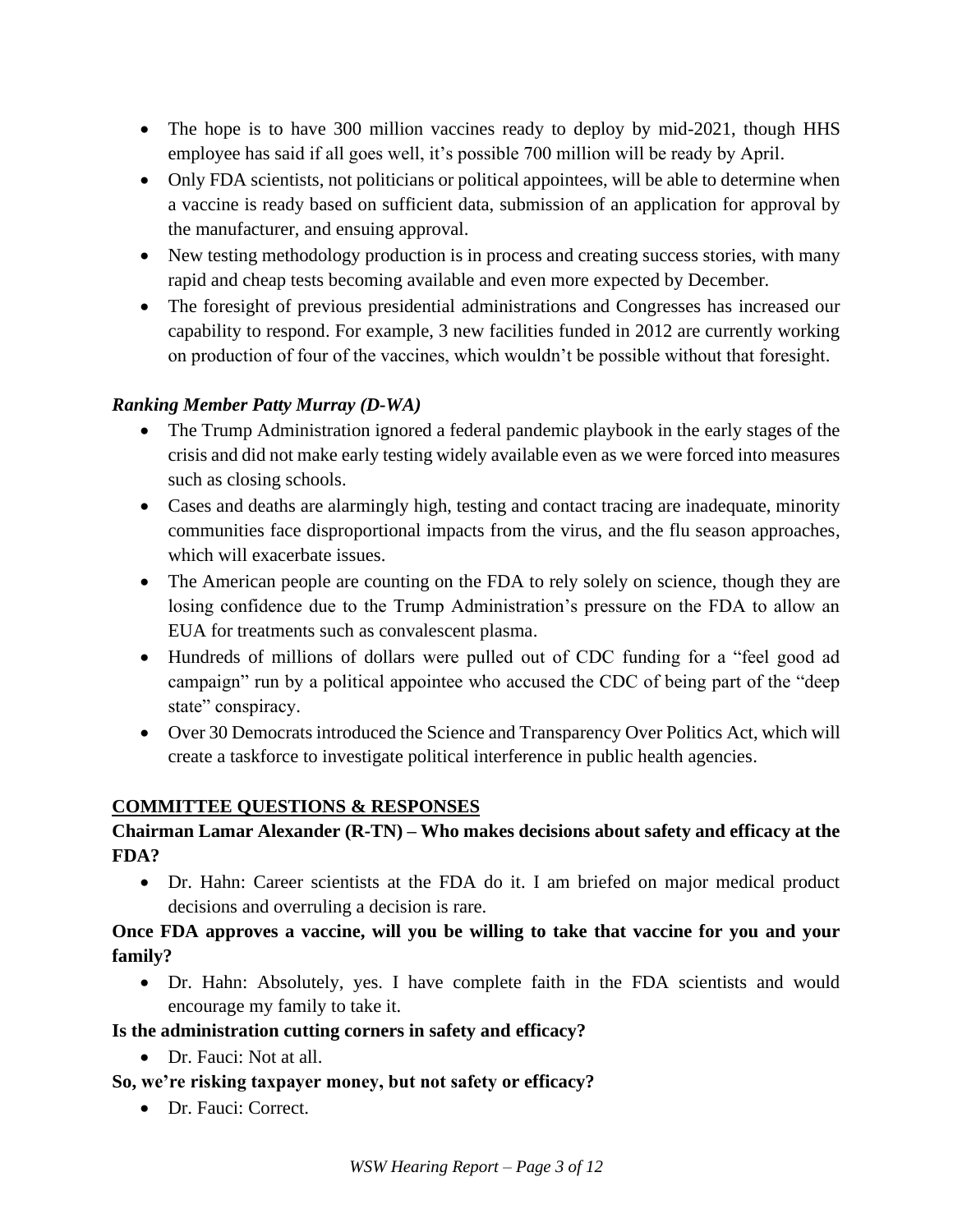- The hope is to have 300 million vaccines ready to deploy by mid-2021, though HHS employee has said if all goes well, it's possible 700 million will be ready by April.
- Only FDA scientists, not politicians or political appointees, will be able to determine when a vaccine is ready based on sufficient data, submission of an application for approval by the manufacturer, and ensuing approval.
- New testing methodology production is in process and creating success stories, with many rapid and cheap tests becoming available and even more expected by December.
- The foresight of previous presidential administrations and Congresses has increased our capability to respond. For example, 3 new facilities funded in 2012 are currently working on production of four of the vaccines, which wouldn't be possible without that foresight.

***Ranking Member Patty Murray (D-WA)***

- The Trump Administration ignored a federal pandemic playbook in the early stages of the crisis and did not make early testing widely available even as we were forced into measures such as closing schools.
- Cases and deaths are alarmingly high, testing and contact tracing are inadequate, minority communities face disproportional impacts from the virus, and the flu season approaches, which will exacerbate issues.
- The American people are counting on the FDA to rely solely on science, though they are losing confidence due to the Trump Administration's pressure on the FDA to allow an EUA for treatments such as convalescent plasma.
- Hundreds of millions of dollars were pulled out of CDC funding for a "feel good ad campaign" run by a political appointee who accused the CDC of being part of the "deep state" conspiracy.
- Over 30 Democrats introduced the Science and Transparency Over Politics Act, which will create a taskforce to investigate political interference in public health agencies.

## COMMITTEE QUESTIONS & RESPONSES

**Chairman Lamar Alexander (R-TN) – Who makes decisions about safety and efficacy at the FDA?**

- Dr. Hahn: Career scientists at the FDA do it. I am briefed on major medical product decisions and overruling a decision is rare.

**Once FDA approves a vaccine, will you be willing to take that vaccine for you and your family?**

- Dr. Hahn: Absolutely, yes. I have complete faith in the FDA scientists and would encourage my family to take it.

**Is the administration cutting corners in safety and efficacy?**

- Dr. Fauci: Not at all.

**So, we're risking taxpayer money, but not safety or efficacy?**

- Dr. Fauci: Correct.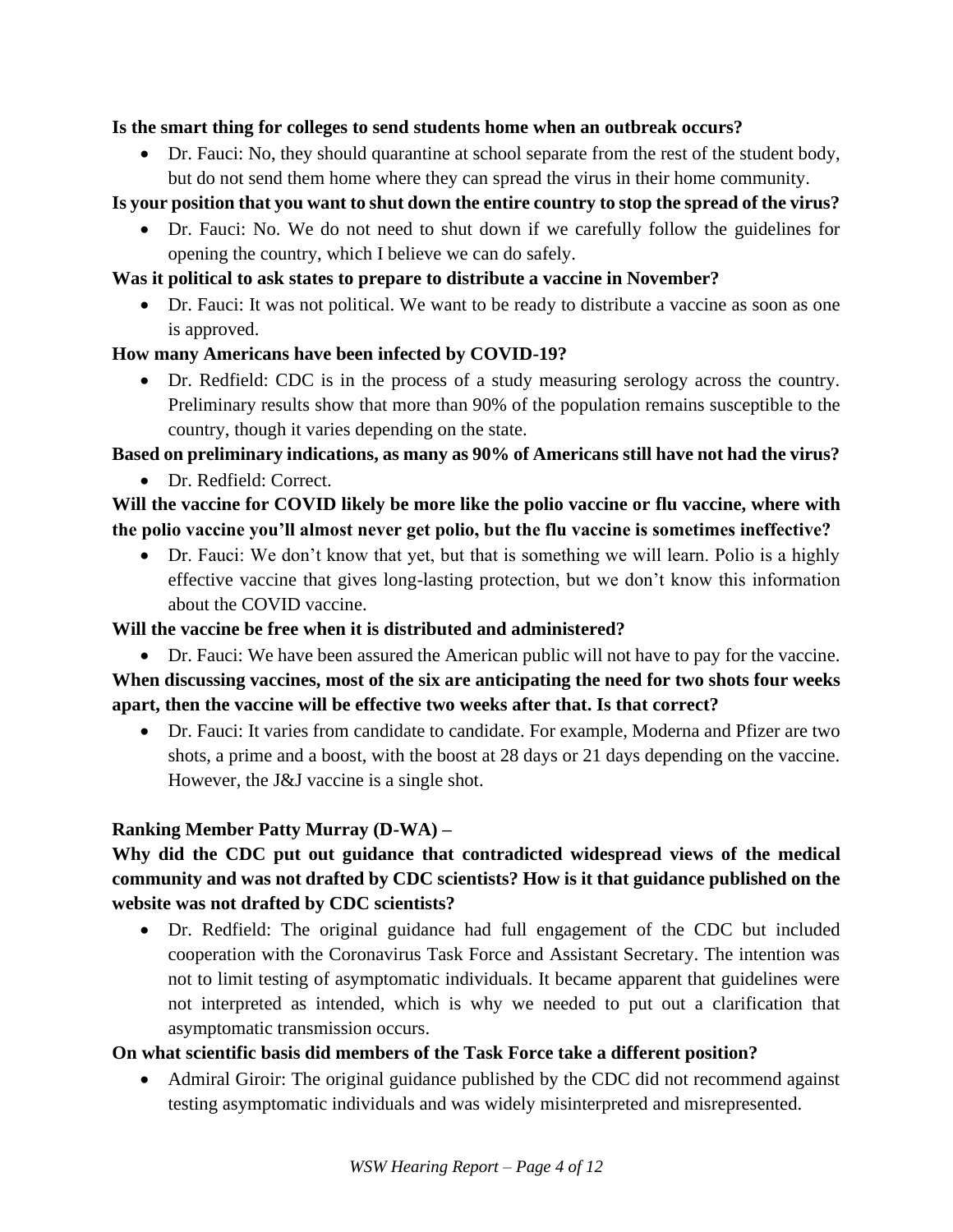**Is the smart thing for colleges to send students home when an outbreak occurs?**

- Dr. Fauci: No, they should quarantine at school separate from the rest of the student body, but do not send them home where they can spread the virus in their home community.

**Is your position that you want to shut down the entire country to stop the spread of the virus?**

- Dr. Fauci: No. We do not need to shut down if we carefully follow the guidelines for opening the country, which I believe we can do safely.

**Was it political to ask states to prepare to distribute a vaccine in November?**

- Dr. Fauci: It was not political. We want to be ready to distribute a vaccine as soon as one is approved.

**How many Americans have been infected by COVID-19?**

- Dr. Redfield: CDC is in the process of a study measuring serology across the country. Preliminary results show that more than 90% of the population remains susceptible to the country, though it varies depending on the state.

**Based on preliminary indications, as many as 90% of Americans still have not had the virus?**

- Dr. Redfield: Correct.

**Will the vaccine for COVID likely be more like the polio vaccine or flu vaccine, where with the polio vaccine you'll almost never get polio, but the flu vaccine is sometimes ineffective?**

- Dr. Fauci: We don't know that yet, but that is something we will learn. Polio is a highly effective vaccine that gives long-lasting protection, but we don't know this information about the COVID vaccine.

**Will the vaccine be free when it is distributed and administered?**

- Dr. Fauci: We have been assured the American public will not have to pay for the vaccine.

**When discussing vaccines, most of the six are anticipating the need for two shots four weeks apart, then the vaccine will be effective two weeks after that. Is that correct?**

- Dr. Fauci: It varies from candidate to candidate. For example, Moderna and Pfizer are two shots, a prime and a boost, with the boost at 28 days or 21 days depending on the vaccine. However, the J&J vaccine is a single shot.

**Ranking Member Patty Murray (D-WA) –**

**Why did the CDC put out guidance that contradicted widespread views of the medical community and was not drafted by CDC scientists? How is it that guidance published on the website was not drafted by CDC scientists?**

- Dr. Redfield: The original guidance had full engagement of the CDC but included cooperation with the Coronavirus Task Force and Assistant Secretary. The intention was not to limit testing of asymptomatic individuals. It became apparent that guidelines were not interpreted as intended, which is why we needed to put out a clarification that asymptomatic transmission occurs.

**On what scientific basis did members of the Task Force take a different position?**

- Admiral Giroir: The original guidance published by the CDC did not recommend against testing asymptomatic individuals and was widely misinterpreted and misrepresented.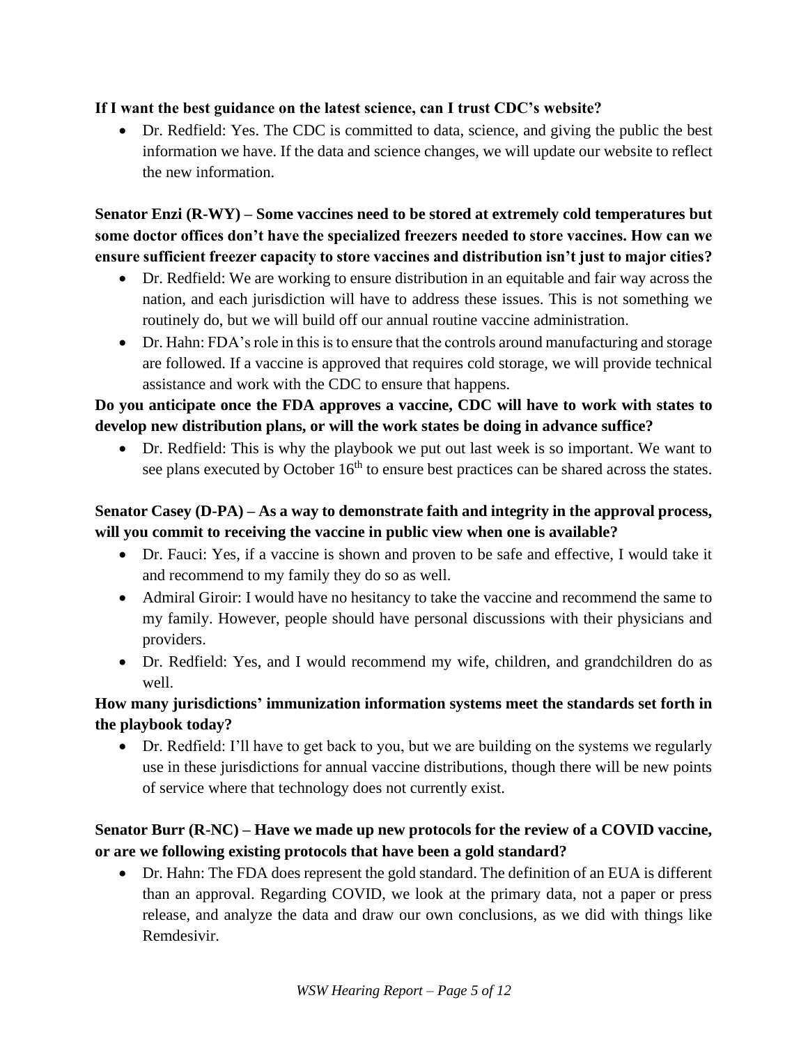**If I want the best guidance on the latest science, can I trust CDC's website?**

- Dr. Redfield: Yes. The CDC is committed to data, science, and giving the public the best information we have. If the data and science changes, we will update our website to reflect the new information.

**Senator Enzi (R-WY) – Some vaccines need to be stored at extremely cold temperatures but some doctor offices don't have the specialized freezers needed to store vaccines. How can we ensure sufficient freezer capacity to store vaccines and distribution isn't just to major cities?**

- Dr. Redfield: We are working to ensure distribution in an equitable and fair way across the nation, and each jurisdiction will have to address these issues. This is not something we routinely do, but we will build off our annual routine vaccine administration.
- Dr. Hahn: FDA's role in this is to ensure that the controls around manufacturing and storage are followed. If a vaccine is approved that requires cold storage, we will provide technical assistance and work with the CDC to ensure that happens.

**Do you anticipate once the FDA approves a vaccine, CDC will have to work with states to develop new distribution plans, or will the work states be doing in advance suffice?**

- Dr. Redfield: This is why the playbook we put out last week is so important. We want to see plans executed by October 16th to ensure best practices can be shared across the states.

**Senator Casey (D-PA) – As a way to demonstrate faith and integrity in the approval process, will you commit to receiving the vaccine in public view when one is available?**

- Dr. Fauci: Yes, if a vaccine is shown and proven to be safe and effective, I would take it and recommend to my family they do so as well.
- Admiral Giroir: I would have no hesitancy to take the vaccine and recommend the same to my family. However, people should have personal discussions with their physicians and providers.
- Dr. Redfield: Yes, and I would recommend my wife, children, and grandchildren do as well.

**How many jurisdictions' immunization information systems meet the standards set forth in the playbook today?**

- Dr. Redfield: I'll have to get back to you, but we are building on the systems we regularly use in these jurisdictions for annual vaccine distributions, though there will be new points of service where that technology does not currently exist.

**Senator Burr (R-NC) – Have we made up new protocols for the review of a COVID vaccine, or are we following existing protocols that have been a gold standard?**

- Dr. Hahn: The FDA does represent the gold standard. The definition of an EUA is different than an approval. Regarding COVID, we look at the primary data, not a paper or press release, and analyze the data and draw our own conclusions, as we did with things like Remdesivir.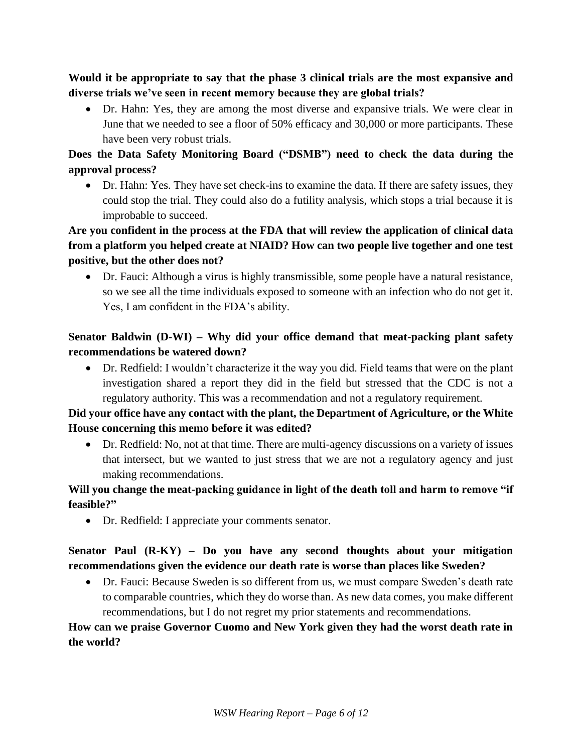**Would it be appropriate to say that the phase 3 clinical trials are the most expansive and diverse trials we've seen in recent memory because they are global trials?**

- Dr. Hahn: Yes, they are among the most diverse and expansive trials. We were clear in June that we needed to see a floor of 50% efficacy and 30,000 or more participants. These have been very robust trials.

**Does the Data Safety Monitoring Board ("DSMB") need to check the data during the approval process?**

- Dr. Hahn: Yes. They have set check-ins to examine the data. If there are safety issues, they could stop the trial. They could also do a futility analysis, which stops a trial because it is improbable to succeed.

**Are you confident in the process at the FDA that will review the application of clinical data from a platform you helped create at NIAID? How can two people live together and one test positive, but the other does not?**

- Dr. Fauci: Although a virus is highly transmissible, some people have a natural resistance, so we see all the time individuals exposed to someone with an infection who do not get it. Yes, I am confident in the FDA's ability.

**Senator Baldwin (D-WI) – Why did your office demand that meat-packing plant safety recommendations be watered down?**

- Dr. Redfield: I wouldn't characterize it the way you did. Field teams that were on the plant investigation shared a report they did in the field but stressed that the CDC is not a regulatory authority. This was a recommendation and not a regulatory requirement.

**Did your office have any contact with the plant, the Department of Agriculture, or the White House concerning this memo before it was edited?**

- Dr. Redfield: No, not at that time. There are multi-agency discussions on a variety of issues that intersect, but we wanted to just stress that we are not a regulatory agency and just making recommendations.

**Will you change the meat-packing guidance in light of the death toll and harm to remove "if feasible?"**

- Dr. Redfield: I appreciate your comments senator.

**Senator Paul (R-KY) – Do you have any second thoughts about your mitigation recommendations given the evidence our death rate is worse than places like Sweden?**

- Dr. Fauci: Because Sweden is so different from us, we must compare Sweden's death rate to comparable countries, which they do worse than. As new data comes, you make different recommendations, but I do not regret my prior statements and recommendations.

**How can we praise Governor Cuomo and New York given they had the worst death rate in the world?**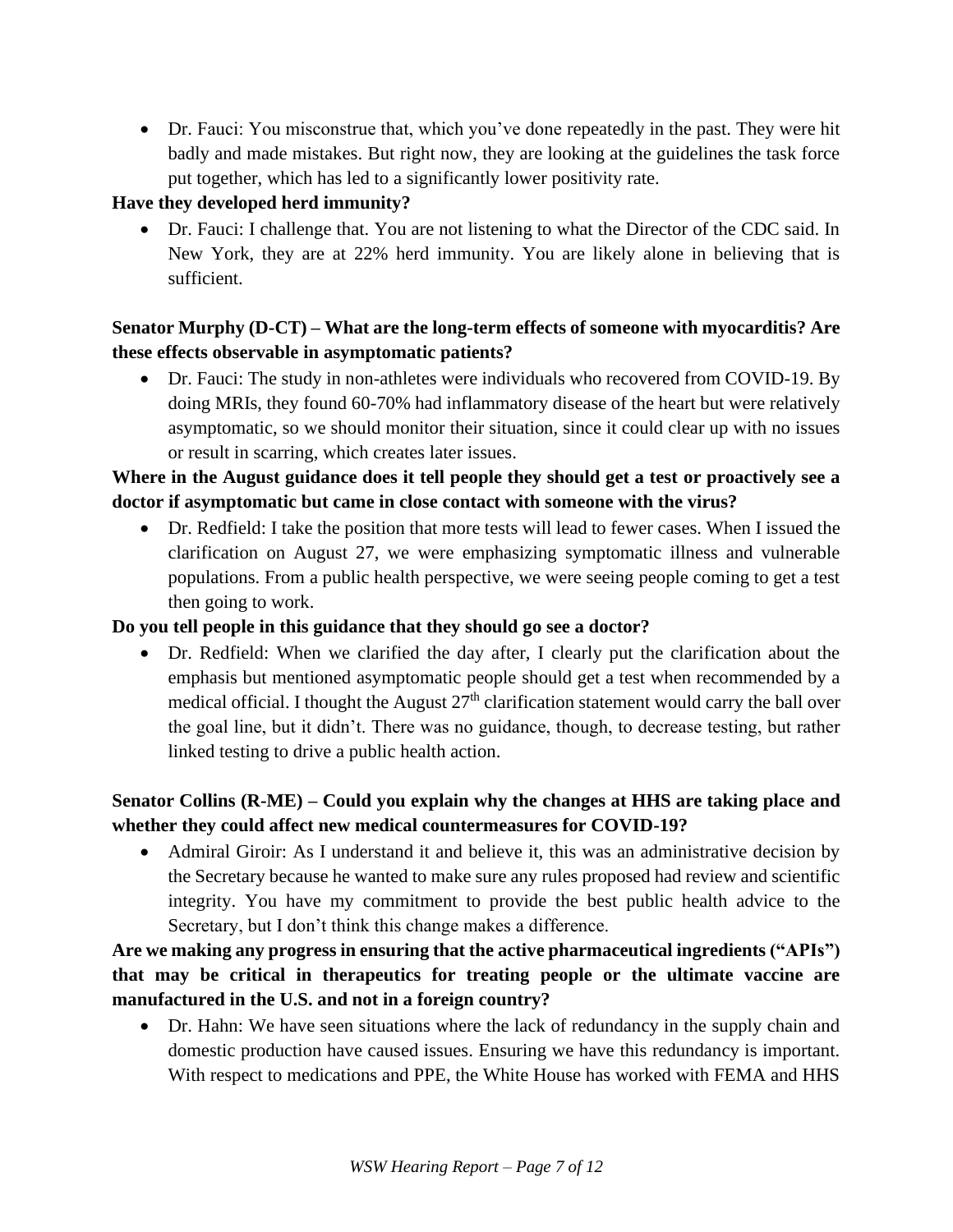- Dr. Fauci: You misconstrue that, which you've done repeatedly in the past. They were hit badly and made mistakes. But right now, they are looking at the guidelines the task force put together, which has led to a significantly lower positivity rate.

**Have they developed herd immunity?**

- Dr. Fauci: I challenge that. You are not listening to what the Director of the CDC said. In New York, they are at 22% herd immunity. You are likely alone in believing that is sufficient.

**Senator Murphy (D-CT) – What are the long-term effects of someone with myocarditis? Are these effects observable in asymptomatic patients?**

- Dr. Fauci: The study in non-athletes were individuals who recovered from COVID-19. By doing MRIs, they found 60-70% had inflammatory disease of the heart but were relatively asymptomatic, so we should monitor their situation, since it could clear up with no issues or result in scarring, which creates later issues.

**Where in the August guidance does it tell people they should get a test or proactively see a doctor if asymptomatic but came in close contact with someone with the virus?**

- Dr. Redfield: I take the position that more tests will lead to fewer cases. When I issued the clarification on August 27, we were emphasizing symptomatic illness and vulnerable populations. From a public health perspective, we were seeing people coming to get a test then going to work.

**Do you tell people in this guidance that they should go see a doctor?**

- Dr. Redfield: When we clarified the day after, I clearly put the clarification about the emphasis but mentioned asymptomatic people should get a test when recommended by a medical official. I thought the August 27th clarification statement would carry the ball over the goal line, but it didn't. There was no guidance, though, to decrease testing, but rather linked testing to drive a public health action.

**Senator Collins (R-ME) – Could you explain why the changes at HHS are taking place and whether they could affect new medical countermeasures for COVID-19?**

- Admiral Giroir: As I understand it and believe it, this was an administrative decision by the Secretary because he wanted to make sure any rules proposed had review and scientific integrity. You have my commitment to provide the best public health advice to the Secretary, but I don't think this change makes a difference.

**Are we making any progress in ensuring that the active pharmaceutical ingredients ("APIs") that may be critical in therapeutics for treating people or the ultimate vaccine are manufactured in the U.S. and not in a foreign country?**

- Dr. Hahn: We have seen situations where the lack of redundancy in the supply chain and domestic production have caused issues. Ensuring we have this redundancy is important. With respect to medications and PPE, the White House has worked with FEMA and HHS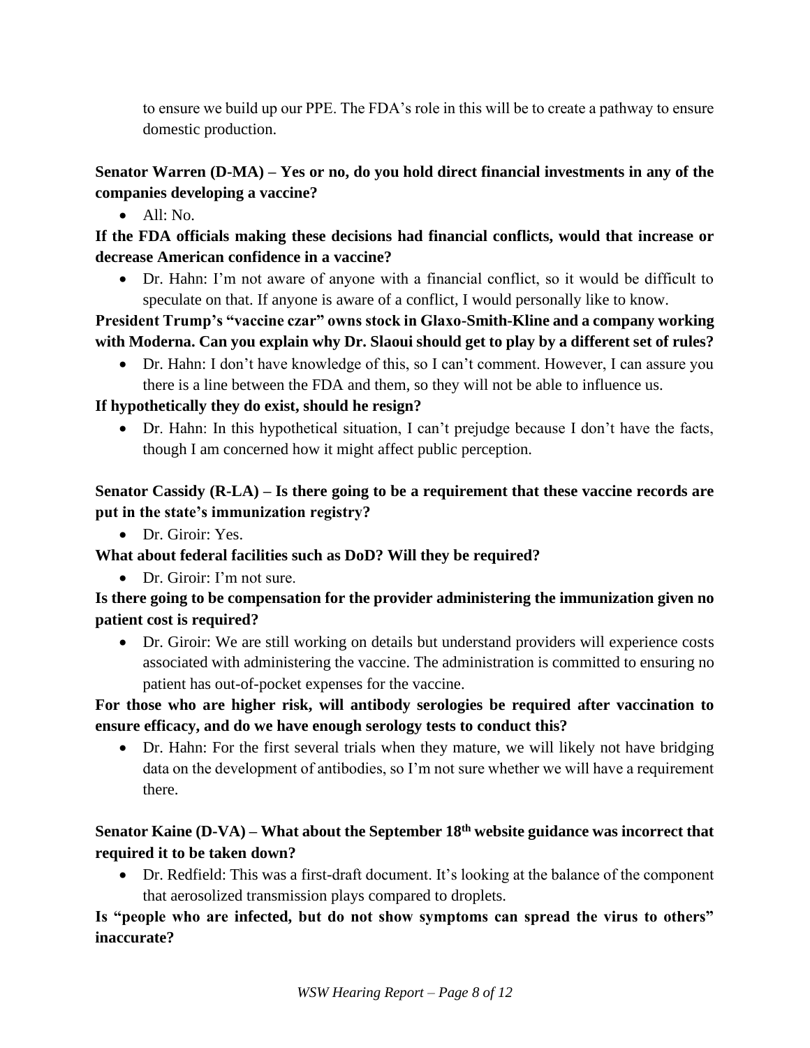to ensure we build up our PPE. The FDA's role in this will be to create a pathway to ensure domestic production.

**Senator Warren (D-MA) – Yes or no, do you hold direct financial investments in any of the companies developing a vaccine?**

- All: No.

**If the FDA officials making these decisions had financial conflicts, would that increase or decrease American confidence in a vaccine?**

- Dr. Hahn: I'm not aware of anyone with a financial conflict, so it would be difficult to speculate on that. If anyone is aware of a conflict, I would personally like to know.

**President Trump's "vaccine czar" owns stock in Glaxo-Smith-Kline and a company working with Moderna. Can you explain why Dr. Slaoui should get to play by a different set of rules?**

- Dr. Hahn: I don't have knowledge of this, so I can't comment. However, I can assure you there is a line between the FDA and them, so they will not be able to influence us.

**If hypothetically they do exist, should he resign?**

- Dr. Hahn: In this hypothetical situation, I can't prejudge because I don't have the facts, though I am concerned how it might affect public perception.

**Senator Cassidy (R-LA) – Is there going to be a requirement that these vaccine records are put in the state's immunization registry?**

- Dr. Giroir: Yes.

**What about federal facilities such as DoD? Will they be required?**

- Dr. Giroir: I'm not sure.

**Is there going to be compensation for the provider administering the immunization given no patient cost is required?**

- Dr. Giroir: We are still working on details but understand providers will experience costs associated with administering the vaccine. The administration is committed to ensuring no patient has out-of-pocket expenses for the vaccine.

**For those who are higher risk, will antibody serologies be required after vaccination to ensure efficacy, and do we have enough serology tests to conduct this?**

- Dr. Hahn: For the first several trials when they mature, we will likely not have bridging data on the development of antibodies, so I'm not sure whether we will have a requirement there.

**Senator Kaine (D-VA) – What about the September 18th website guidance was incorrect that required it to be taken down?**

- Dr. Redfield: This was a first-draft document. It's looking at the balance of the component that aerosolized transmission plays compared to droplets.

**Is "people who are infected, but do not show symptoms can spread the virus to others" inaccurate?**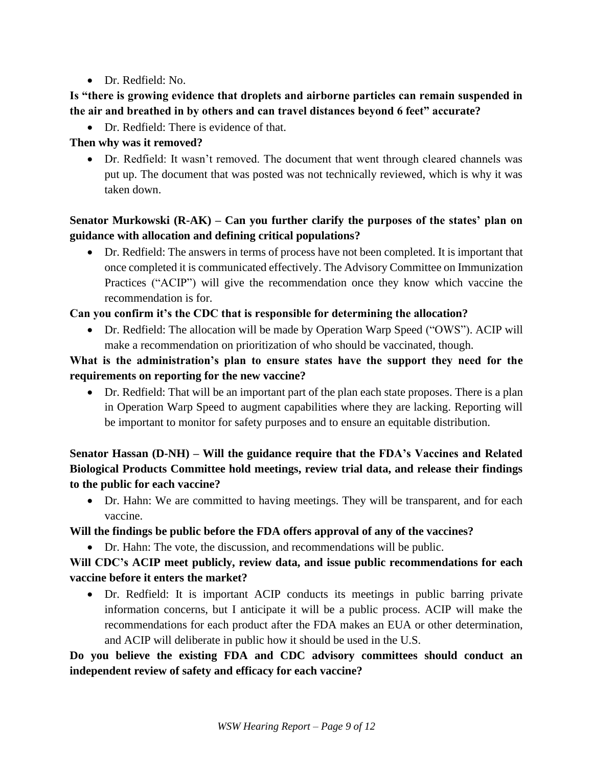- Dr. Redfield: No.

**Is "there is growing evidence that droplets and airborne particles can remain suspended in the air and breathed in by others and can travel distances beyond 6 feet" accurate?**

- Dr. Redfield: There is evidence of that.

**Then why was it removed?**

- Dr. Redfield: It wasn't removed. The document that went through cleared channels was put up. The document that was posted was not technically reviewed, which is why it was taken down.

**Senator Murkowski (R-AK) – Can you further clarify the purposes of the states' plan on guidance with allocation and defining critical populations?**

- Dr. Redfield: The answers in terms of process have not been completed. It is important that once completed it is communicated effectively. The Advisory Committee on Immunization Practices ("ACIP") will give the recommendation once they know which vaccine the recommendation is for.

**Can you confirm it's the CDC that is responsible for determining the allocation?**

- Dr. Redfield: The allocation will be made by Operation Warp Speed ("OWS"). ACIP will make a recommendation on prioritization of who should be vaccinated, though.

**What is the administration's plan to ensure states have the support they need for the requirements on reporting for the new vaccine?**

- Dr. Redfield: That will be an important part of the plan each state proposes. There is a plan in Operation Warp Speed to augment capabilities where they are lacking. Reporting will be important to monitor for safety purposes and to ensure an equitable distribution.

**Senator Hassan (D-NH) – Will the guidance require that the FDA's Vaccines and Related Biological Products Committee hold meetings, review trial data, and release their findings to the public for each vaccine?**

- Dr. Hahn: We are committed to having meetings. They will be transparent, and for each vaccine.

**Will the findings be public before the FDA offers approval of any of the vaccines?**

- Dr. Hahn: The vote, the discussion, and recommendations will be public.

**Will CDC's ACIP meet publicly, review data, and issue public recommendations for each vaccine before it enters the market?**

- Dr. Redfield: It is important ACIP conducts its meetings in public barring private information concerns, but I anticipate it will be a public process. ACIP will make the recommendations for each product after the FDA makes an EUA or other determination, and ACIP will deliberate in public how it should be used in the U.S.

**Do you believe the existing FDA and CDC advisory committees should conduct an independent review of safety and efficacy for each vaccine?**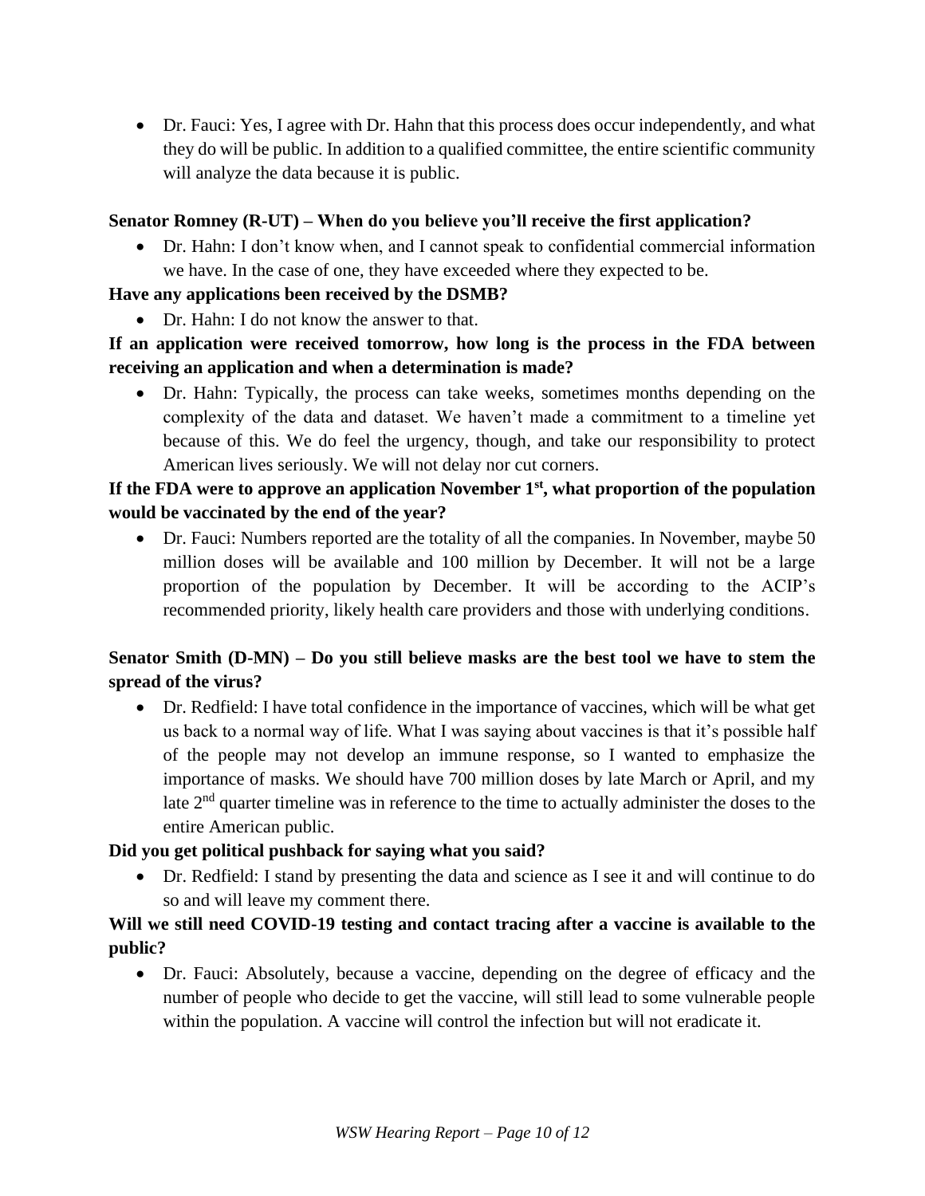- Dr. Fauci: Yes, I agree with Dr. Hahn that this process does occur independently, and what they do will be public. In addition to a qualified committee, the entire scientific community will analyze the data because it is public.

**Senator Romney (R-UT) – When do you believe you'll receive the first application?**

- Dr. Hahn: I don't know when, and I cannot speak to confidential commercial information we have. In the case of one, they have exceeded where they expected to be.

**Have any applications been received by the DSMB?**

- Dr. Hahn: I do not know the answer to that.

**If an application were received tomorrow, how long is the process in the FDA between receiving an application and when a determination is made?**

- Dr. Hahn: Typically, the process can take weeks, sometimes months depending on the complexity of the data and dataset. We haven't made a commitment to a timeline yet because of this. We do feel the urgency, though, and take our responsibility to protect American lives seriously. We will not delay nor cut corners.

**If the FDA were to approve an application November 1st, what proportion of the population would be vaccinated by the end of the year?**

- Dr. Fauci: Numbers reported are the totality of all the companies. In November, maybe 50 million doses will be available and 100 million by December. It will not be a large proportion of the population by December. It will be according to the ACIP's recommended priority, likely health care providers and those with underlying conditions.

**Senator Smith (D-MN) – Do you still believe masks are the best tool we have to stem the spread of the virus?**

- Dr. Redfield: I have total confidence in the importance of vaccines, which will be what get us back to a normal way of life. What I was saying about vaccines is that it's possible half of the people may not develop an immune response, so I wanted to emphasize the importance of masks. We should have 700 million doses by late March or April, and my late 2nd quarter timeline was in reference to the time to actually administer the doses to the entire American public.

**Did you get political pushback for saying what you said?**

- Dr. Redfield: I stand by presenting the data and science as I see it and will continue to do so and will leave my comment there.

**Will we still need COVID-19 testing and contact tracing after a vaccine is available to the public?**

- Dr. Fauci: Absolutely, because a vaccine, depending on the degree of efficacy and the number of people who decide to get the vaccine, will still lead to some vulnerable people within the population. A vaccine will control the infection but will not eradicate it.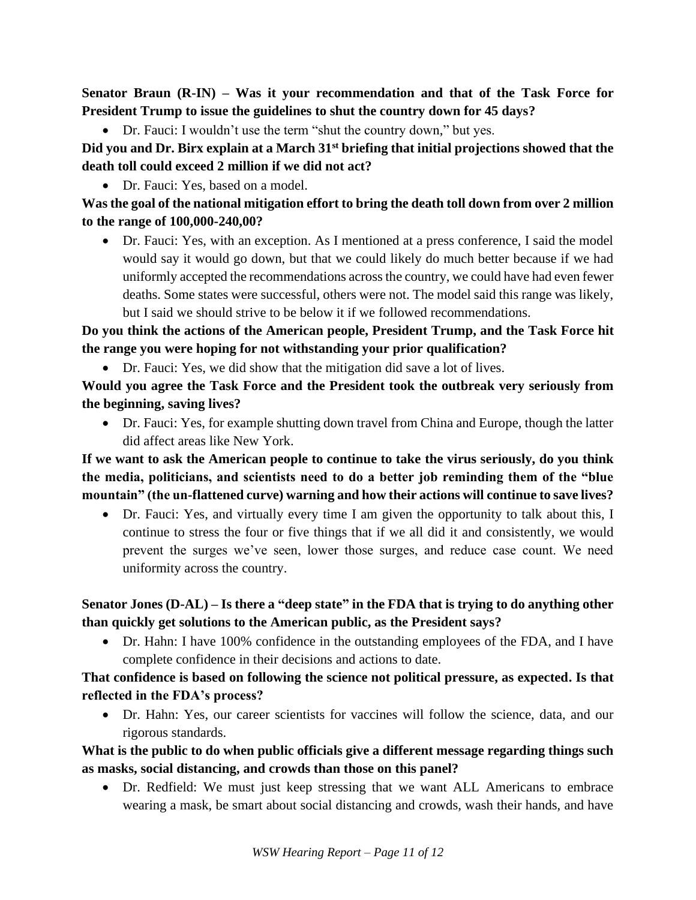**Senator Braun (R-IN) – Was it your recommendation and that of the Task Force for President Trump to issue the guidelines to shut the country down for 45 days?**

- Dr. Fauci: I wouldn't use the term "shut the country down," but yes.

**Did you and Dr. Birx explain at a March 31st briefing that initial projections showed that the death toll could exceed 2 million if we did not act?**

- Dr. Fauci: Yes, based on a model.

**Was the goal of the national mitigation effort to bring the death toll down from over 2 million to the range of 100,000-240,00?**

- Dr. Fauci: Yes, with an exception. As I mentioned at a press conference, I said the model would say it would go down, but that we could likely do much better because if we had uniformly accepted the recommendations across the country, we could have had even fewer deaths. Some states were successful, others were not. The model said this range was likely, but I said we should strive to be below it if we followed recommendations.

**Do you think the actions of the American people, President Trump, and the Task Force hit the range you were hoping for not withstanding your prior qualification?**

- Dr. Fauci: Yes, we did show that the mitigation did save a lot of lives.

**Would you agree the Task Force and the President took the outbreak very seriously from the beginning, saving lives?**

- Dr. Fauci: Yes, for example shutting down travel from China and Europe, though the latter did affect areas like New York.

**If we want to ask the American people to continue to take the virus seriously, do you think the media, politicians, and scientists need to do a better job reminding them of the "blue mountain" (the un-flattened curve) warning and how their actions will continue to save lives?**

- Dr. Fauci: Yes, and virtually every time I am given the opportunity to talk about this, I continue to stress the four or five things that if we all did it and consistently, we would prevent the surges we've seen, lower those surges, and reduce case count. We need uniformity across the country.

**Senator Jones (D-AL) – Is there a "deep state" in the FDA that is trying to do anything other than quickly get solutions to the American public, as the President says?**

- Dr. Hahn: I have 100% confidence in the outstanding employees of the FDA, and I have complete confidence in their decisions and actions to date.

**That confidence is based on following the science not political pressure, as expected. Is that reflected in the FDA's process?**

- Dr. Hahn: Yes, our career scientists for vaccines will follow the science, data, and our rigorous standards.

**What is the public to do when public officials give a different message regarding things such as masks, social distancing, and crowds than those on this panel?**

- Dr. Redfield: We must just keep stressing that we want ALL Americans to embrace wearing a mask, be smart about social distancing and crowds, wash their hands, and have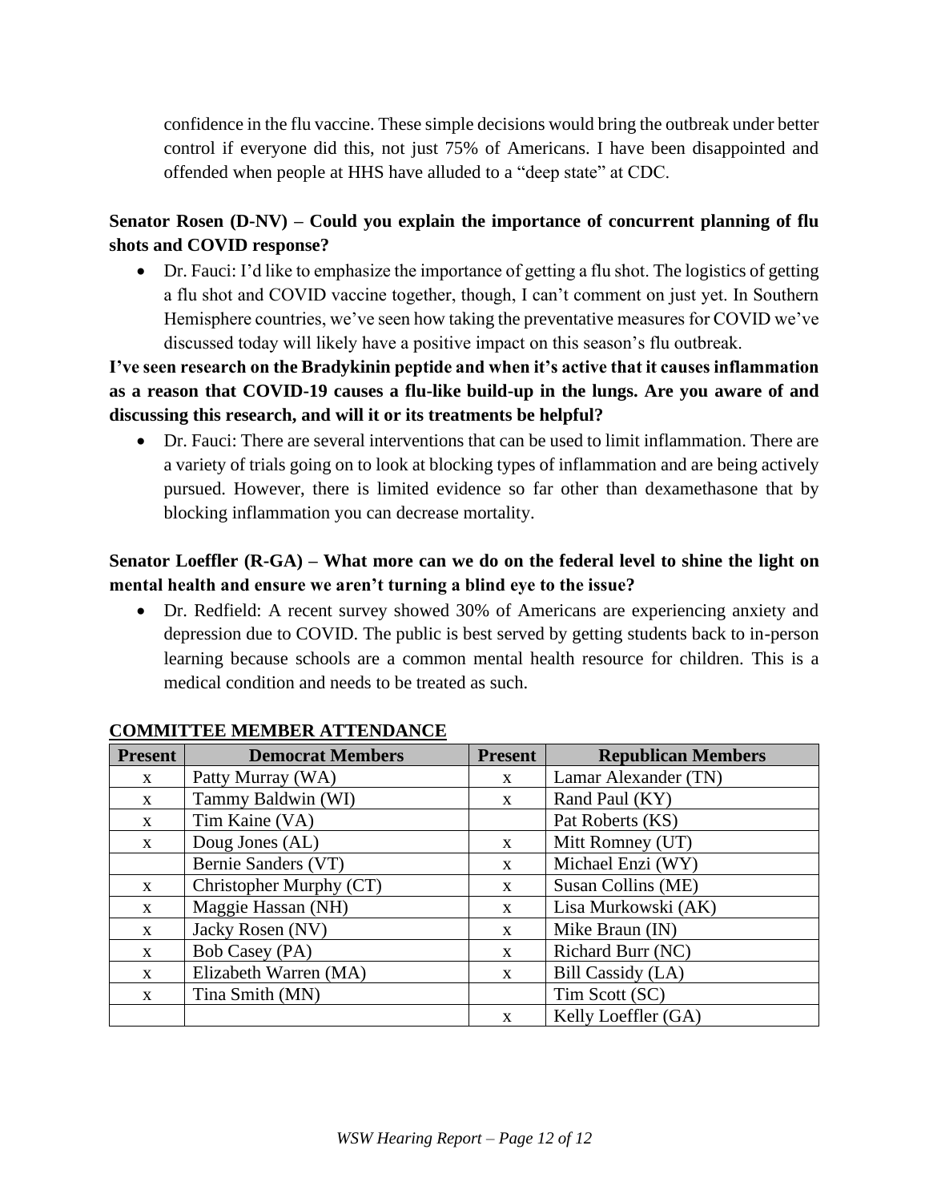confidence in the flu vaccine. These simple decisions would bring the outbreak under better control if everyone did this, not just 75% of Americans. I have been disappointed and offended when people at HHS have alluded to a "deep state" at CDC.

**Senator Rosen (D-NV) – Could you explain the importance of concurrent planning of flu shots and COVID response?**

- Dr. Fauci: I'd like to emphasize the importance of getting a flu shot. The logistics of getting a flu shot and COVID vaccine together, though, I can't comment on just yet. In Southern Hemisphere countries, we've seen how taking the preventative measures for COVID we've discussed today will likely have a positive impact on this season's flu outbreak.

**I've seen research on the Bradykinin peptide and when it's active that it causes inflammation as a reason that COVID-19 causes a flu-like build-up in the lungs. Are you aware of and discussing this research, and will it or its treatments be helpful?**

- Dr. Fauci: There are several interventions that can be used to limit inflammation. There are a variety of trials going on to look at blocking types of inflammation and are being actively pursued. However, there is limited evidence so far other than dexamethasone that by blocking inflammation you can decrease mortality.

**Senator Loeffler (R-GA) – What more can we do on the federal level to shine the light on mental health and ensure we aren't turning a blind eye to the issue?**

- Dr. Redfield: A recent survey showed 30% of Americans are experiencing anxiety and depression due to COVID. The public is best served by getting students back to in-person learning because schools are a common mental health resource for children. This is a medical condition and needs to be treated as such.

**COMMITTEE MEMBER ATTENDANCE**

| Present | Democrat Members | Present | Republican Members |
|---|---|---|---|
| x | Patty Murray (WA) | x | Lamar Alexander (TN) |
| x | Tammy Baldwin (WI) | x | Rand Paul (KY) |
| x | Tim Kaine (VA) | | Pat Roberts (KS) |
| x | Doug Jones (AL) | x | Mitt Romney (UT) |
| | Bernie Sanders (VT) | x | Michael Enzi (WY) |
| x | Christopher Murphy (CT) | x | Susan Collins (ME) |
| x | Maggie Hassan (NH) | x | Lisa Murkowski (AK) |
| x | Jacky Rosen (NV) | x | Mike Braun (IN) |
| x | Bob Casey (PA) | x | Richard Burr (NC) |
| x | Elizabeth Warren (MA) | x | Bill Cassidy (LA) |
| x | Tina Smith (MN) | | Tim Scott (SC) |
| | | x | Kelly Loeffler (GA) |